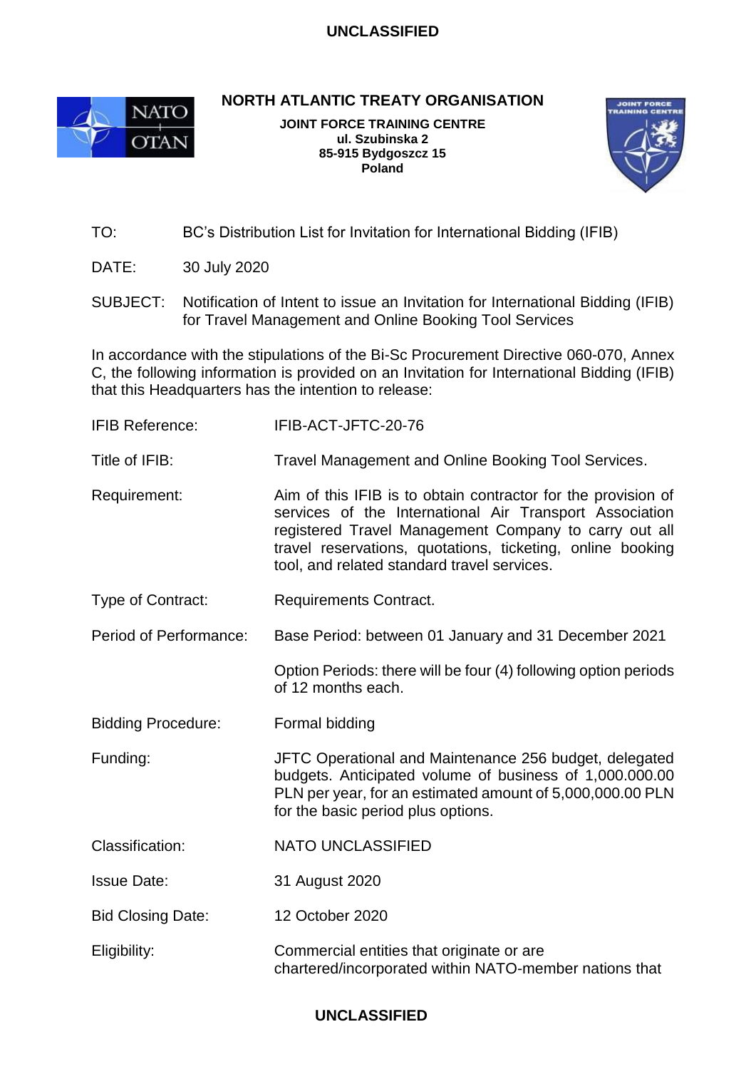# NORTH ATLANTIC TREATY ORGANISATION

**JOINT FORCE TRAINING CENTRE**
**ul. Szubinska 2**
**85-915 Bydgoszcz 15**
**Poland**

TO: BC's Distribution List for Invitation for International Bidding (IFIB)

DATE: 30 July 2020

SUBJECT: Notification of Intent to issue an Invitation for International Bidding (IFIB) for Travel Management and Online Booking Tool Services

In accordance with the stipulations of the Bi-Sc Procurement Directive 060-070, Annex C, the following information is provided on an Invitation for International Bidding (IFIB) that this Headquarters has the intention to release:

IFIB Reference: IFIB-ACT-JFTC-20-76

Title of IFIB: Travel Management and Online Booking Tool Services.

Requirement: Aim of this IFIB is to obtain contractor for the provision of services of the International Air Transport Association registered Travel Management Company to carry out all travel reservations, quotations, ticketing, online booking tool, and related standard travel services.

Type of Contract: Requirements Contract.

Period of Performance: Base Period: between 01 January and 31 December 2021

Option Periods: there will be four (4) following option periods of 12 months each.

Bidding Procedure: Formal bidding

Funding: JFTC Operational and Maintenance 256 budget, delegated budgets. Anticipated volume of business of 1,000.000.00 PLN per year, for an estimated amount of 5,000,000.00 PLN for the basic period plus options.

Classification: NATO UNCLASSIFIED

Issue Date: 31 August 2020

Bid Closing Date: 12 October 2020

Eligibility: Commercial entities that originate or are chartered/incorporated within NATO-member nations that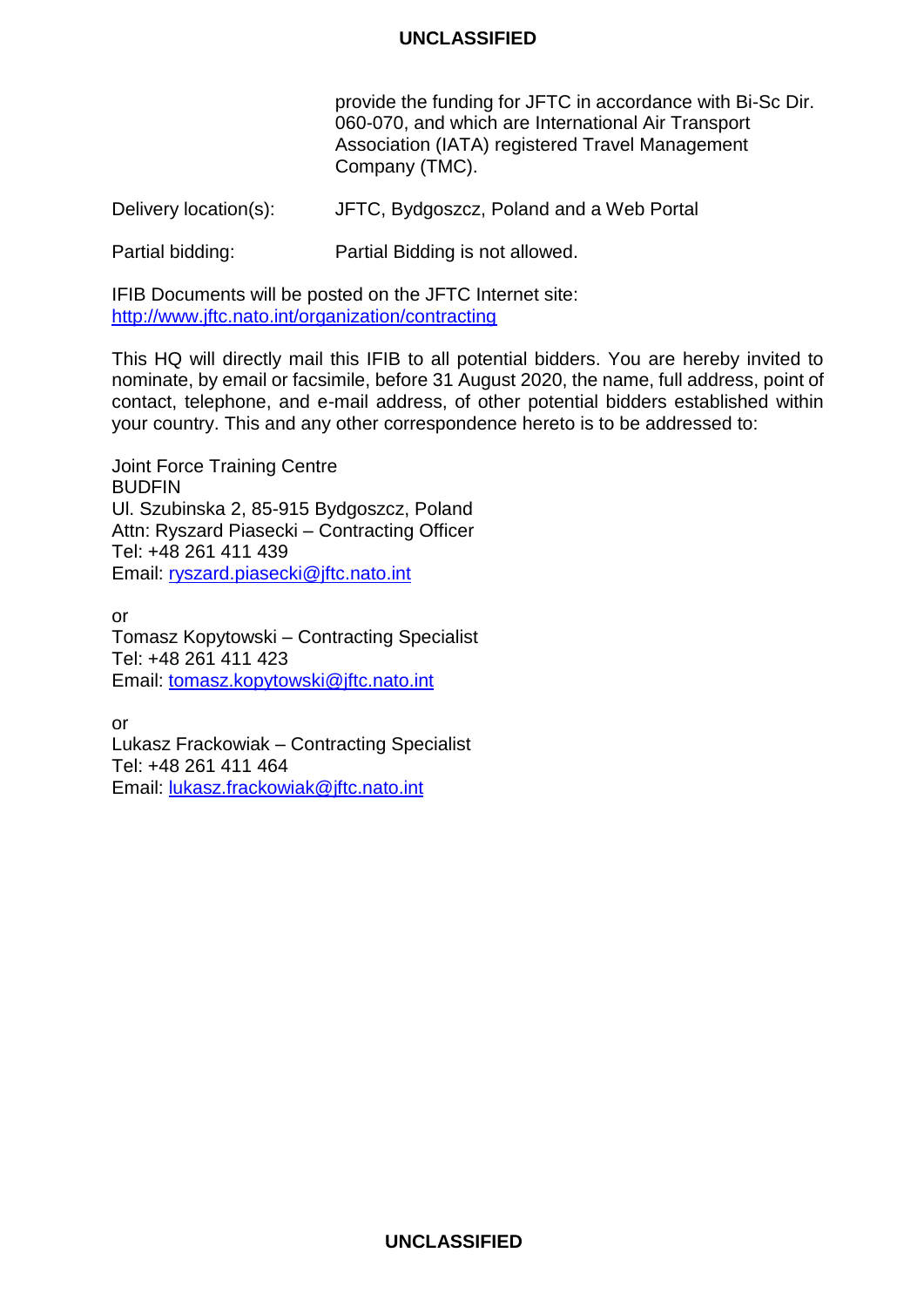provide the funding for JFTC in accordance with Bi-Sc Dir. 060-070, and which are International Air Transport Association (IATA) registered Travel Management Company (TMC).

Delivery location(s): JFTC, Bydgoszcz, Poland and a Web Portal

Partial bidding: Partial Bidding is not allowed.

IFIB Documents will be posted on the JFTC Internet site: [http://www.jftc.nato.int/organization/contracting](http://www.jftc.nato.int/organization/contracting)

This HQ will directly mail this IFIB to all potential bidders. You are hereby invited to nominate, by email or facsimile, before 31 August 2020, the name, full address, point of contact, telephone, and e-mail address, of other potential bidders established within your country. This and any other correspondence hereto is to be addressed to:

Joint Force Training Centre
BUDFIN
Ul. Szubinska 2, 85-915 Bydgoszcz, Poland
Attn: Ryszard Piasecki – Contracting Officer
Tel: +48 261 411 439
Email: [ryszard.piasecki@jftc.nato.int](mailto:ryszard.piasecki@jftc.nato.int)

or
Tomasz Kopytowski – Contracting Specialist
Tel: +48 261 411 423
Email: [tomasz.kopytowski@jftc.nato.int](mailto:tomasz.kopytowski@jftc.nato.int)

or
Lukasz Frackowiak – Contracting Specialist
Tel: +48 261 411 464
Email: [lukasz.frackowiak@jftc.nato.int](mailto:lukasz.frackowiak@jftc.nato.int)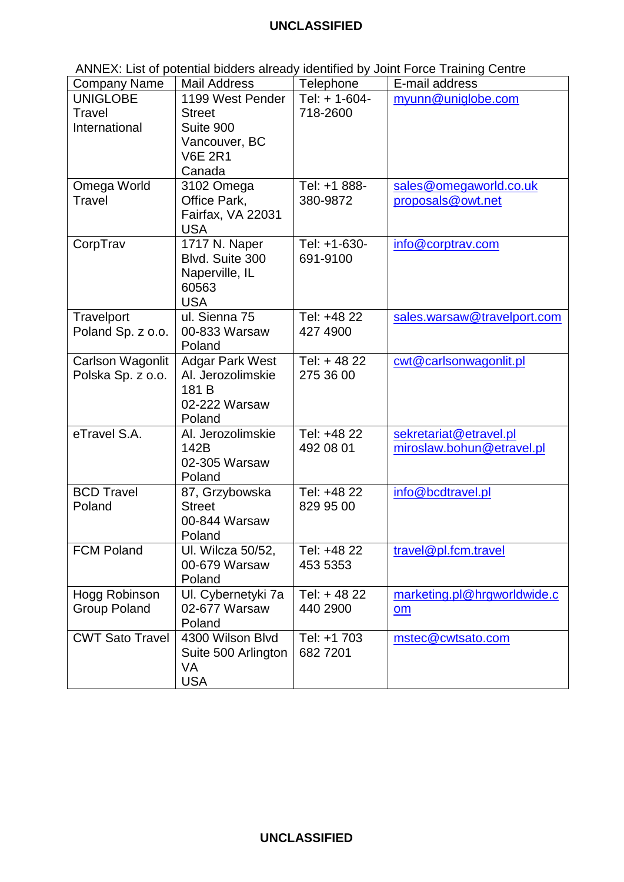ANNEX: List of potential bidders already identified by Joint Force Training Centre

| Company Name | Mail Address | Telephone | E-mail address |
|---|---|---|---|
| UNIGLOBE Travel International | 1199 West Pender Street Suite 900 Vancouver, BC V6E 2R1 Canada | Tel: + 1-604-718-2600 | myunn@uniglobe.com |
| Omega World Travel | 3102 Omega Office Park, Fairfax, VA 22031 USA | Tel: +1 888-380-9872 | sales@omegaworld.co.uk proposals@owt.net |
| CorpTrav | 1717 N. Naper Blvd. Suite 300 Naperville, IL 60563 USA | Tel: +1-630-691-9100 | info@corptrav.com |
| Travelport Poland Sp. z o.o. | ul. Sienna 75 00-833 Warsaw Poland | Tel: +48 22 427 4900 | sales.warsaw@travelport.com |
| Carlson Wagonlit Polska Sp. z o.o. | Adgar Park West Al. Jerozolimskie 181 B 02-222 Warsaw Poland | Tel: + 48 22 275 36 00 | cwt@carlsonwagonlit.pl |
| eTravel S.A. | Al. Jerozolimskie 142B 02-305 Warsaw Poland | Tel: +48 22 492 08 01 | sekretariat@etravel.pl miroslaw.bohun@etravel.pl |
| BCD Travel Poland | 87, Grzybowska Street 00-844 Warsaw Poland | Tel: +48 22 829 95 00 | info@bcdtravel.pl |
| FCM Poland | Ul. Wilcza 50/52, 00-679 Warsaw Poland | Tel: +48 22 453 5353 | travel@pl.fcm.travel |
| Hogg Robinson Group Poland | Ul. Cybernetyki 7a 02-677 Warsaw Poland | Tel: + 48 22 440 2900 | marketing.pl@hrgworldwide.com |
| CWT Sato Travel | 4300 Wilson Blvd Suite 500 Arlington VA USA | Tel: +1 703 682 7201 | mstec@cwtsato.com |